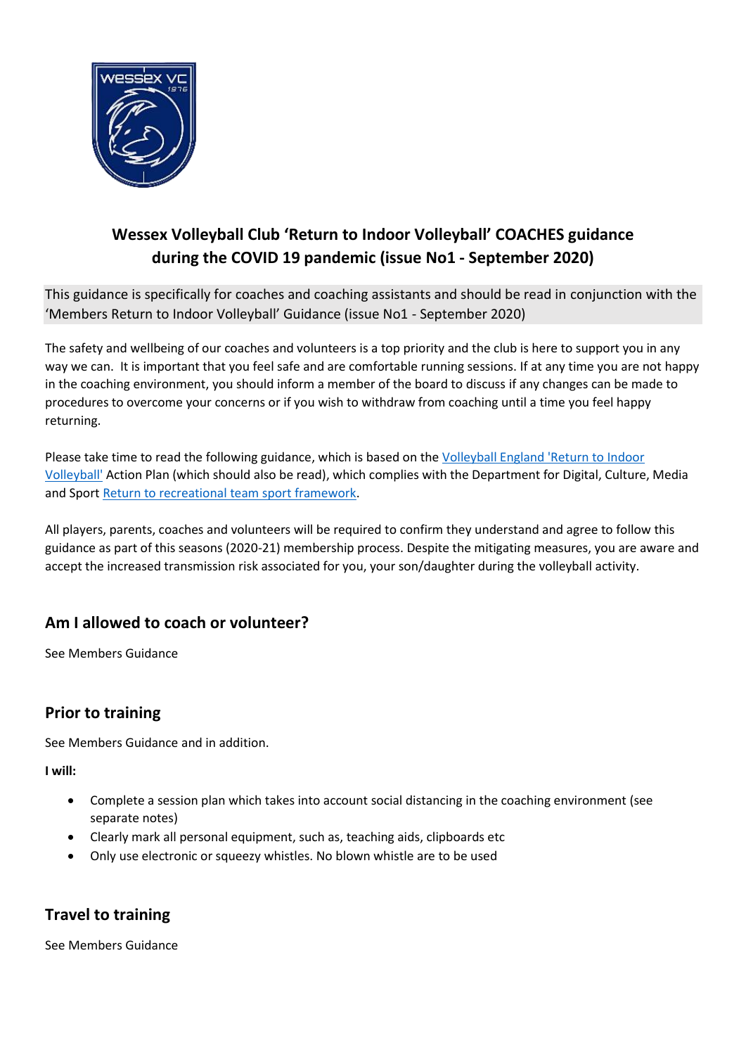# Wessex Volleyball Club 'Return to Indoor Volleyball' COACHES guidance during the COVID 19 pandemic (issue No1 - September 2020)

This guidance is specifically for coaches and coaching assistants and should be read in conjunction with the 'Members Return to Indoor Volleyball' Guidance (issue No1 - September 2020)

The safety and wellbeing of our coaches and volunteers is a top priority and the club is here to support you in any way we can. It is important that you feel safe and are comfortable running sessions. If at any time you are not happy in the coaching environment, you should inform a member of the board to discuss if any changes can be made to procedures to overcome your concerns or if you wish to withdraw from coaching until a time you feel happy returning.

Please take time to read the following guidance, which is based on the Volleyball England 'Return to Indoor Volleyball' Action Plan (which should also be read), which complies with the Department for Digital, Culture, Media and Sport Return to recreational team sport framework.

All players, parents, coaches and volunteers will be required to confirm they understand and agree to follow this guidance as part of this seasons (2020-21) membership process. Despite the mitigating measures, you are aware and accept the increased transmission risk associated for you, your son/daughter during the volleyball activity.

## Am I allowed to coach or volunteer?

See Members Guidance

## Prior to training

See Members Guidance and in addition.

**I will:**

- Complete a session plan which takes into account social distancing in the coaching environment (see separate notes)
- Clearly mark all personal equipment, such as, teaching aids, clipboards etc
- Only use electronic or squeezy whistles. No blown whistle are to be used

## Travel to training

See Members Guidance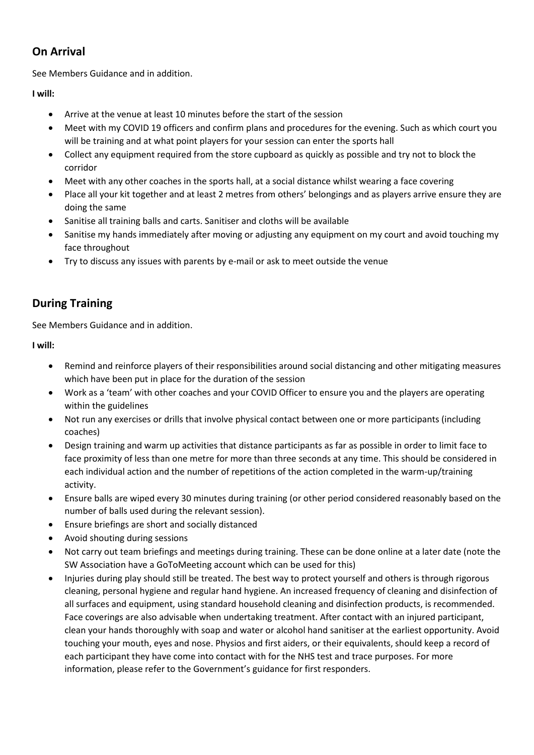## On Arrival

See Members Guidance and in addition.

**I will:**

- Arrive at the venue at least 10 minutes before the start of the session
- Meet with my COVID 19 officers and confirm plans and procedures for the evening. Such as which court you will be training and at what point players for your session can enter the sports hall
- Collect any equipment required from the store cupboard as quickly as possible and try not to block the corridor
- Meet with any other coaches in the sports hall, at a social distance whilst wearing a face covering
- Place all your kit together and at least 2 metres from others' belongings and as players arrive ensure they are doing the same
- Sanitise all training balls and carts. Sanitiser and cloths will be available
- Sanitise my hands immediately after moving or adjusting any equipment on my court and avoid touching my face throughout
- Try to discuss any issues with parents by e-mail or ask to meet outside the venue

## During Training

See Members Guidance and in addition.

**I will:**

- Remind and reinforce players of their responsibilities around social distancing and other mitigating measures which have been put in place for the duration of the session
- Work as a 'team' with other coaches and your COVID Officer to ensure you and the players are operating within the guidelines
- Not run any exercises or drills that involve physical contact between one or more participants (including coaches)
- Design training and warm up activities that distance participants as far as possible in order to limit face to face proximity of less than one metre for more than three seconds at any time. This should be considered in each individual action and the number of repetitions of the action completed in the warm-up/training activity.
- Ensure balls are wiped every 30 minutes during training (or other period considered reasonably based on the number of balls used during the relevant session).
- Ensure briefings are short and socially distanced
- Avoid shouting during sessions
- Not carry out team briefings and meetings during training. These can be done online at a later date (note the SW Association have a GoToMeeting account which can be used for this)
- Injuries during play should still be treated. The best way to protect yourself and others is through rigorous cleaning, personal hygiene and regular hand hygiene. An increased frequency of cleaning and disinfection of all surfaces and equipment, using standard household cleaning and disinfection products, is recommended. Face coverings are also advisable when undertaking treatment. After contact with an injured participant, clean your hands thoroughly with soap and water or alcohol hand sanitiser at the earliest opportunity. Avoid touching your mouth, eyes and nose. Physios and first aiders, or their equivalents, should keep a record of each participant they have come into contact with for the NHS test and trace purposes. For more information, please refer to the Government's guidance for first responders.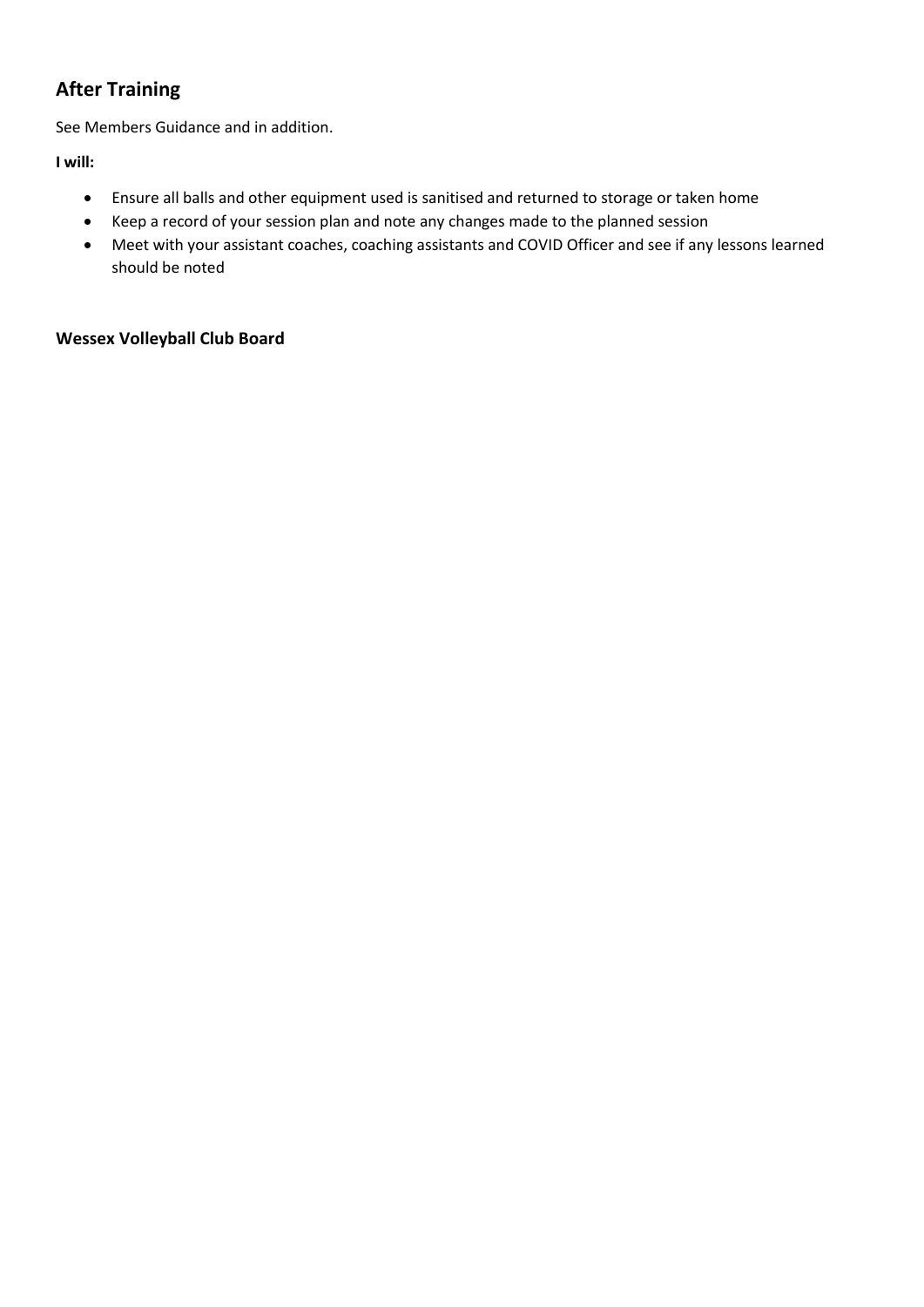## After Training

See Members Guidance and in addition.

**I will:**

- Ensure all balls and other equipment used is sanitised and returned to storage or taken home
- Keep a record of your session plan and note any changes made to the planned session
- Meet with your assistant coaches, coaching assistants and COVID Officer and see if any lessons learned should be noted

**Wessex Volleyball Club Board**